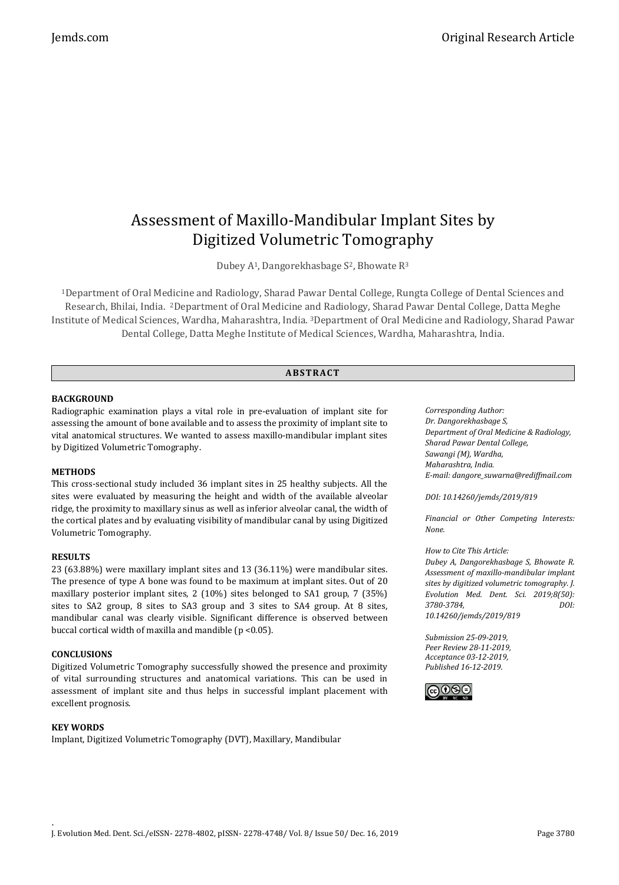# Assessment of Maxillo-Mandibular Implant Sites by Digitized Volumetric Tomography

Dubey A[1], Dangorekhasbage S[2], Bhowate R[3]

[1]Department of Oral Medicine and Radiology, Sharad Pawar Dental College, Rungta College of Dental Sciences and Research, Bhilai, India. [2]Department of Oral Medicine and Radiology, Sharad Pawar Dental College, Datta Meghe Institute of Medical Sciences, Wardha, Maharashtra, India. [3]Department of Oral Medicine and Radiology, Sharad Pawar Dental College, Datta Meghe Institute of Medical Sciences, Wardha, Maharashtra, India.

## ABSTRACT

### BACKGROUND

Radiographic examination plays a vital role in pre-evaluation of implant site for assessing the amount of bone available and to assess the proximity of implant site to vital anatomical structures. We wanted to assess maxillo-mandibular implant sites by Digitized Volumetric Tomography.

### METHODS

This cross-sectional study included 36 implant sites in 25 healthy subjects. All the sites were evaluated by measuring the height and width of the available alveolar ridge, the proximity to maxillary sinus as well as inferior alveolar canal, the width of the cortical plates and by evaluating visibility of mandibular canal by using Digitized Volumetric Tomography.

### RESULTS

23 (63.88%) were maxillary implant sites and 13 (36.11%) were mandibular sites. The presence of type A bone was found to be maximum at implant sites. Out of 20 maxillary posterior implant sites, 2 (10%) sites belonged to SA1 group, 7 (35%) sites to SA2 group, 8 sites to SA3 group and 3 sites to SA4 group. At 8 sites, mandibular canal was clearly visible. Significant difference is observed between buccal cortical width of maxilla and mandible ($p < 0.05$).

### CONCLUSIONS

Digitized Volumetric Tomography successfully showed the presence and proximity of vital surrounding structures and anatomical variations. This can be used in assessment of implant site and thus helps in successful implant placement with excellent prognosis.

### KEY WORDS

Implant, Digitized Volumetric Tomography (DVT), Maxillary, Mandibular

*Corresponding Author:*
*Dr. Dangorekhasbage S,*
*Department of Oral Medicine & Radiology,*
*Sharad Pawar Dental College,*
*Sawangi (M), Wardha,*
*Maharashtra, India.*
*E-mail: dangore_suwarna@rediffmail.com*

*DOI: 10.14260/jemds/2019/819*

*Financial or Other Competing Interests: None.*

*How to Cite This Article:*
*Dubey A, Dangorekhasbage S, Bhowate R. Assessment of maxillo-mandibular implant sites by digitized volumetric tomography. J. Evolution Med. Dent. Sci. 2019;8(50): 3780-3784, DOI: 10.14260/jemds/2019/819*

*Submission 25-09-2019,*
*Peer Review 28-11-2019,*
*Acceptance 03-12-2019,*
*Published 16-12-2019.*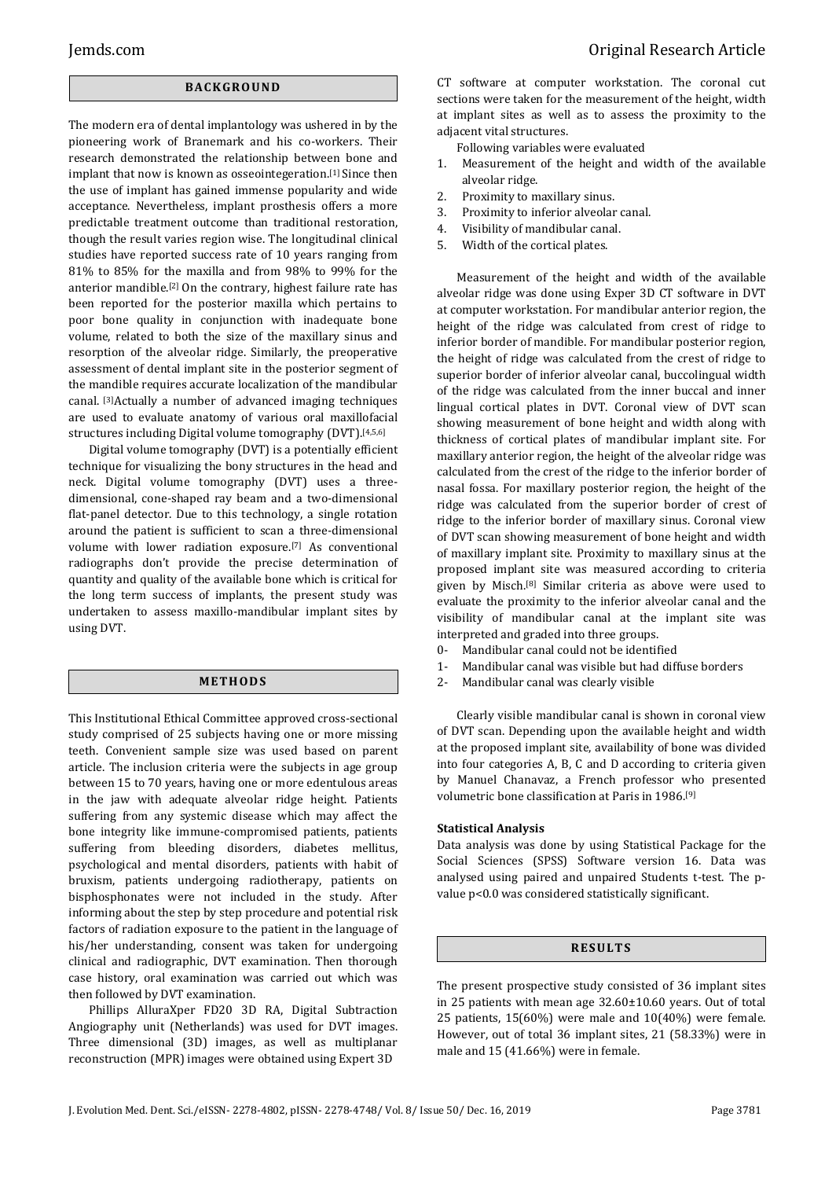## BACKGROUND

The modern era of dental implantology was ushered in by the pioneering work of Branemark and his co-workers. Their research demonstrated the relationship between bone and implant that now is known as osseointegeration.[1] Since then the use of implant has gained immense popularity and wide acceptance. Nevertheless, implant prosthesis offers a more predictable treatment outcome than traditional restoration, though the result varies region wise. The longitudinal clinical studies have reported success rate of 10 years ranging from 81% to 85% for the maxilla and from 98% to 99% for the anterior mandible.[2] On the contrary, highest failure rate has been reported for the posterior maxilla which pertains to poor bone quality in conjunction with inadequate bone volume, related to both the size of the maxillary sinus and resorption of the alveolar ridge. Similarly, the preoperative assessment of dental implant site in the posterior segment of the mandible requires accurate localization of the mandibular canal. [3]Actually a number of advanced imaging techniques are used to evaluate anatomy of various oral maxillofacial structures including Digital volume tomography (DVT).[4,5,6]

Digital volume tomography (DVT) is a potentially efficient technique for visualizing the bony structures in the head and neck. Digital volume tomography (DVT) uses a three-dimensional, cone-shaped ray beam and a two-dimensional flat-panel detector. Due to this technology, a single rotation around the patient is sufficient to scan a three-dimensional volume with lower radiation exposure.[7] As conventional radiographs don't provide the precise determination of quantity and quality of the available bone which is critical for the long term success of implants, the present study was undertaken to assess maxillo-mandibular implant sites by using DVT.

## METHODS

This Institutional Ethical Committee approved cross-sectional study comprised of 25 subjects having one or more missing teeth. Convenient sample size was used based on parent article. The inclusion criteria were the subjects in age group between 15 to 70 years, having one or more edentulous areas in the jaw with adequate alveolar ridge height. Patients suffering from any systemic disease which may affect the bone integrity like immune-compromised patients, patients suffering from bleeding disorders, diabetes mellitus, psychological and mental disorders, patients with habit of bruxism, patients undergoing radiotherapy, patients on bisphosphonates were not included in the study. After informing about the step by step procedure and potential risk factors of radiation exposure to the patient in the language of his/her understanding, consent was taken for undergoing clinical and radiographic, DVT examination. Then thorough case history, oral examination was carried out which was then followed by DVT examination.

Phillips AlluraXper FD20 3D RA, Digital Subtraction Angiography unit (Netherlands) was used for DVT images. Three dimensional (3D) images, as well as multiplanar reconstruction (MPR) images were obtained using Expert 3D CT software at computer workstation. The coronal cut sections were taken for the measurement of the height, width at implant sites as well as to assess the proximity to the adjacent vital structures.

Following variables were evaluated

1. Measurement of the height and width of the available alveolar ridge.
2. Proximity to maxillary sinus.
3. Proximity to inferior alveolar canal.
4. Visibility of mandibular canal.
5. Width of the cortical plates.

Measurement of the height and width of the available alveolar ridge was done using Exper 3D CT software in DVT at computer workstation. For mandibular anterior region, the height of the ridge was calculated from crest of ridge to inferior border of mandible. For mandibular posterior region, the height of ridge was calculated from the crest of ridge to superior border of inferior alveolar canal, buccolingual width of the ridge was calculated from the inner buccal and inner lingual cortical plates in DVT. Coronal view of DVT scan showing measurement of bone height and width along with thickness of cortical plates of mandibular implant site. For maxillary anterior region, the height of the alveolar ridge was calculated from the crest of the ridge to the inferior border of nasal fossa. For maxillary posterior region, the height of the ridge was calculated from the superior border of crest of ridge to the inferior border of maxillary sinus. Coronal view of DVT scan showing measurement of bone height and width of maxillary implant site. Proximity to maxillary sinus at the proposed implant site was measured according to criteria given by Misch.[8] Similar criteria as above were used to evaluate the proximity to the inferior alveolar canal and the visibility of mandibular canal at the implant site was interpreted and graded into three groups.

0- Mandibular canal could not be identified
1- Mandibular canal was visible but had diffuse borders
2- Mandibular canal was clearly visible

Clearly visible mandibular canal is shown in coronal view of DVT scan. Depending upon the available height and width at the proposed implant site, availability of bone was divided into four categories A, B, C and D according to criteria given by Manuel Chanavaz, a French professor who presented volumetric bone classification at Paris in 1986.[9]

### Statistical Analysis

Data analysis was done by using Statistical Package for the Social Sciences (SPSS) Software version 16. Data was analysed using paired and unpaired Students t-test. The p-value p<0.0 was considered statistically significant.

## RESULTS

The present prospective study consisted of 36 implant sites in 25 patients with mean age 32.60±10.60 years. Out of total 25 patients, 15(60%) were male and 10(40%) were female. However, out of total 36 implant sites, 21 (58.33%) were in male and 15 (41.66%) were in female.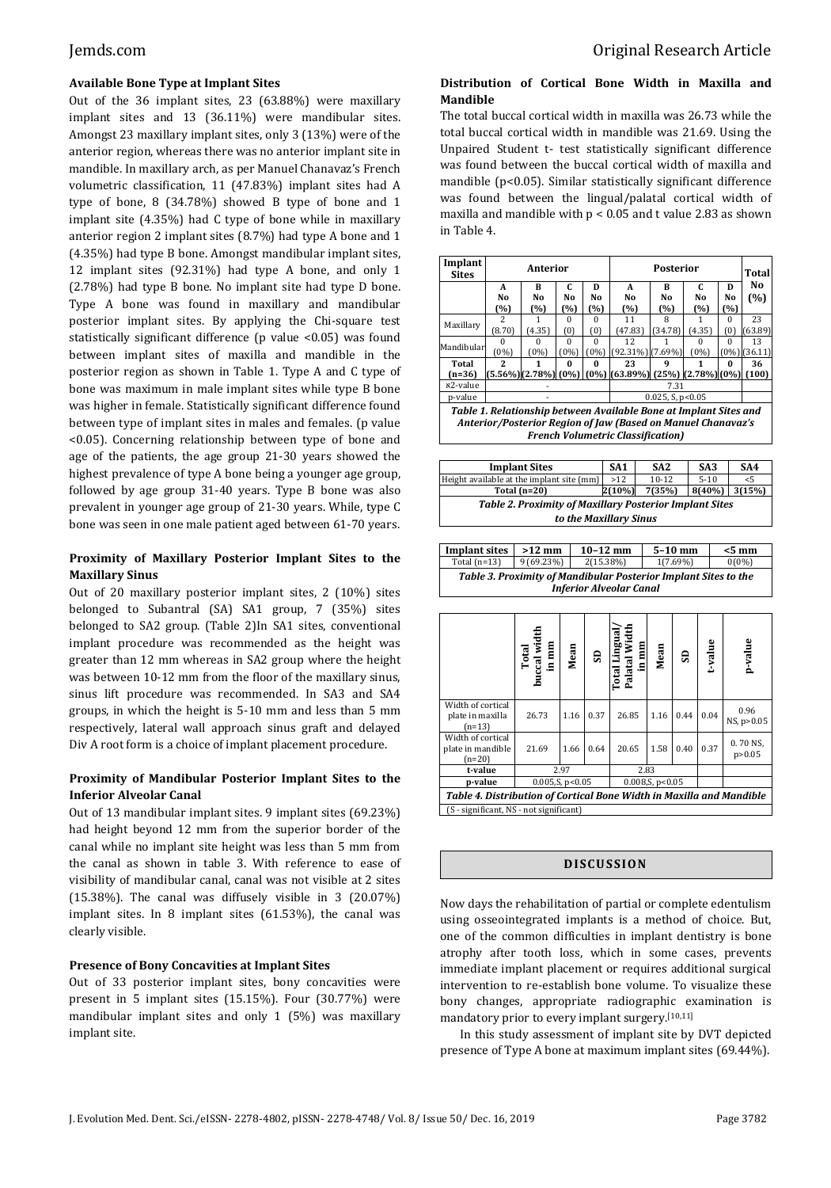**Available Bone Type at Implant Sites**

Out of the 36 implant sites, 23 (63.88%) were maxillary implant sites and 13 (36.11%) were mandibular sites. Amongst 23 maxillary implant sites, only 3 (13%) were of the anterior region, whereas there was no anterior implant site in mandible. In maxillary arch, as per Manuel Chanavaz's French volumetric classification, 11 (47.83%) implant sites had A type of bone, 8 (34.78%) showed B type of bone and 1 implant site (4.35%) had C type of bone while in maxillary anterior region 2 implant sites (8.7%) had type A bone and 1 (4.35%) had type B bone. Amongst mandibular implant sites, 12 implant sites (92.31%) had type A bone, and only 1 (2.78%) had type B bone. No implant site had type D bone. Type A bone was found in maxillary and mandibular posterior implant sites. By applying the Chi-square test statistically significant difference (p value <0.05) was found between implant sites of maxilla and mandible in the posterior region as shown in Table 1. Type A and C type of bone was maximum in male implant sites while type B bone was higher in female. Statistically significant difference found between type of implant sites in males and females. (p value <0.05). Concerning relationship between type of bone and age of the patients, the age group 21-30 years showed the highest prevalence of type A bone being a younger age group, followed by age group 31-40 years. Type B bone was also prevalent in younger age group of 21-30 years. While, type C bone was seen in one male patient aged between 61-70 years.

**Proximity of Maxillary Posterior Implant Sites to the Maxillary Sinus**

Out of 20 maxillary posterior implant sites, 2 (10%) sites belonged to Subantral (SA) SA1 group, 7 (35%) sites belonged to SA2 group. (Table 2)In SA1 sites, conventional implant procedure was recommended as the height was greater than 12 mm whereas in SA2 group where the height was between 10-12 mm from the floor of the maxillary sinus, sinus lift procedure was recommended. In SA3 and SA4 groups, in which the height is 5-10 mm and less than 5 mm respectively, lateral wall approach sinus graft and delayed Div A root form is a choice of implant placement procedure.

**Proximity of Mandibular Posterior Implant Sites to the Inferior Alveolar Canal**

Out of 13 mandibular implant sites. 9 implant sites (69.23%) had height beyond 12 mm from the superior border of the canal while no implant site height was less than 5 mm from the canal as shown in table 3. With reference to ease of visibility of mandibular canal, canal was not visible at 2 sites (15.38%). The canal was diffusely visible in 3 (20.07%) implant sites. In 8 implant sites (61.53%), the canal was clearly visible.

**Presence of Bony Concavities at Implant Sites**

Out of 33 posterior implant sites, bony concavities were present in 5 implant sites (15.15%). Four (30.77%) were mandibular implant sites and only 1 (5%) was maxillary implant site.

**Distribution of Cortical Bone Width in Maxilla and Mandible**

The total buccal cortical width in maxilla was 26.73 while the total buccal cortical width in mandible was 21.69. Using the Unpaired Student t- test statistically significant difference was found between the buccal cortical width of maxilla and mandible (p<0.05). Similar statistically significant difference was found between the lingual/palatal cortical width of maxilla and mandible with p < 0.05 and t value 2.83 as shown in Table 4.

| Implant Sites | Anterior | | | | Posterior | | | | Total |
|---|---|---|---|---|---|---|---|---|---|
| | A No (%) | B No (%) | C No (%) | D No (%) | A No (%) | B No (%) | C No (%) | D No (%) | No (%) |
| Maxillary | 2 (8.70) | 1 (4.35) | 0 (0) | 0 (0) | 11 (47.83) | 8 (34.78) | 1 (4.35) | 0 (0) | 23 (63.89) |
| Mandibular | 0 (0%) | 0 (0%) | 0 (0%) | 0 (0%) | 12 (92.31%) | 1 (7.69%) | 0 (0%) | 0 (0%) | 13 (36.11) |
| **Total (n=36)** | **2 (5.56%)** | **1 (2.78%)** | **0 (0%)** | **0 (0%)** | **23 (63.89%)** | **9 (25%)** | **1 (2.78%)** | **0 (0%)** | **36 (100)** |
| χ2-value | - | | | | 7.31 | | | | |
| p-value | - | | | | 0.025, S, p<0.05 | | | | |

***Table 1. Relationship between Available Bone at Implant Sites and Anterior/Posterior Region of Jaw (Based on Manuel Chanavaz's French Volumetric Classification)***

| Implant Sites | SA1 | SA2 | SA3 | SA4 |
|---|---|---|---|---|
| Height available at the implant site (mm) | >12 | 10-12 | 5-10 | <5 |
| **Total (n=20)** | **2(10%)** | **7(35%)** | **8(40%)** | **3(15%)** |

***Table 2. Proximity of Maxillary Posterior Implant Sites to the Maxillary Sinus***

| Implant sites | >12 mm | 10–12 mm | 5–10 mm | <5 mm |
|---|---|---|---|---|
| Total (n=13) | 9 (69.23%) | 2(15.38%) | 1(7.69%) | 0(0%) |

***Table 3. Proximity of Mandibular Posterior Implant Sites to the Inferior Alveolar Canal***

| | Total buccal width in mm | Mean | SD | Total Lingual/ Palatal Width in mm | Mean | SD | t-value | p-value |
|---|---|---|---|---|---|---|---|---|
| Width of cortical plate in maxilla (n=13) | 26.73 | 1.16 | 0.37 | 26.85 | 1.16 | 0.44 | 0.04 | 0.96 NS, p>0.05 |
| Width of cortical plate in mandible (n=20) | 21.69 | 1.66 | 0.64 | 20.65 | 1.58 | 0.40 | 0.37 | 0. 70 NS, p>0.05 |
| **t-value** | 2.97 | | | 2.83 | | | | |
| **p-value** | 0.005,S, p<0.05 | | | 0.008,S, p<0.05 | | | | |

***Table 4. Distribution of Cortical Bone Width in Maxilla and Mandible***

(S - significant, NS - not significant)

## DISCUSSION

Now days the rehabilitation of partial or complete edentulism using osseointegrated implants is a method of choice. But, one of the common difficulties in implant dentistry is bone atrophy after tooth loss, which in some cases, prevents immediate implant placement or requires additional surgical intervention to re-establish bone volume. To visualize these bony changes, appropriate radiographic examination is mandatory prior to every implant surgery.[10,11]

In this study assessment of implant site by DVT depicted presence of Type A bone at maximum implant sites (69.44%).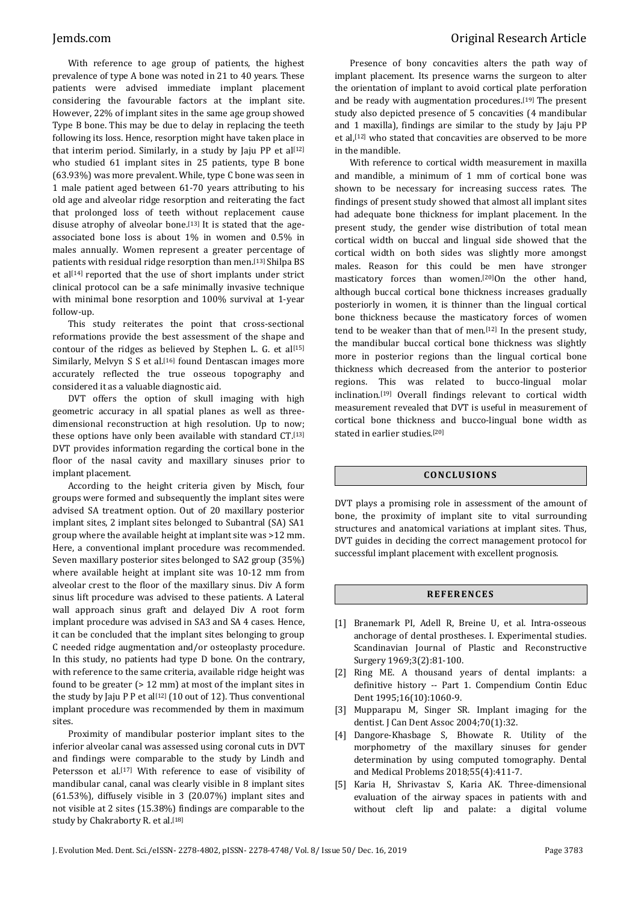With reference to age group of patients, the highest prevalence of type A bone was noted in 21 to 40 years. These patients were advised immediate implant placement considering the favourable factors at the implant site. However, 22% of implant sites in the same age group showed Type B bone. This may be due to delay in replacing the teeth following its loss. Hence, resorption might have taken place in that interim period. Similarly, in a study by Jaju PP et al[12] who studied 61 implant sites in 25 patients, type B bone (63.93%) was more prevalent. While, type C bone was seen in 1 male patient aged between 61-70 years attributing to his old age and alveolar ridge resorption and reiterating the fact that prolonged loss of teeth without replacement cause disuse atrophy of alveolar bone.[13] It is stated that the age-associated bone loss is about 1% in women and 0.5% in males annually. Women represent a greater percentage of patients with residual ridge resorption than men.[13] Shilpa BS et al[14] reported that the use of short implants under strict clinical protocol can be a safe minimally invasive technique with minimal bone resorption and 100% survival at 1-year follow-up.

This study reiterates the point that cross-sectional reformations provide the best assessment of the shape and contour of the ridges as believed by Stephen L. G. et al[15] Similarly, Melvyn S S et al.[16] found Dentascan images more accurately reflected the true osseous topography and considered it as a valuable diagnostic aid.

DVT offers the option of skull imaging with high geometric accuracy in all spatial planes as well as three-dimensional reconstruction at high resolution. Up to now; these options have only been available with standard CT.[13] DVT provides information regarding the cortical bone in the floor of the nasal cavity and maxillary sinuses prior to implant placement.

According to the height criteria given by Misch, four groups were formed and subsequently the implant sites were advised SA treatment option. Out of 20 maxillary posterior implant sites, 2 implant sites belonged to Subantral (SA) SA1 group where the available height at implant site was >12 mm. Here, a conventional implant procedure was recommended. Seven maxillary posterior sites belonged to SA2 group (35%) where available height at implant site was 10-12 mm from alveolar crest to the floor of the maxillary sinus. Div A form sinus lift procedure was advised to these patients. A Lateral wall approach sinus graft and delayed Div A root form implant procedure was advised in SA3 and SA 4 cases. Hence, it can be concluded that the implant sites belonging to group C needed ridge augmentation and/or osteoplasty procedure. In this study, no patients had type D bone. On the contrary, with reference to the same criteria, available ridge height was found to be greater (> 12 mm) at most of the implant sites in the study by Jaju P P et al[12] (10 out of 12). Thus conventional implant procedure was recommended by them in maximum sites.

Proximity of mandibular posterior implant sites to the inferior alveolar canal was assessed using coronal cuts in DVT and findings were comparable to the study by Lindh and Petersson et al.[17] With reference to ease of visibility of mandibular canal, canal was clearly visible in 8 implant sites (61.53%), diffusely visible in 3 (20.07%) implant sites and not visible at 2 sites (15.38%) findings are comparable to the study by Chakraborty R. et al.[18]

Presence of bony concavities alters the path way of implant placement. Its presence warns the surgeon to alter the orientation of implant to avoid cortical plate perforation and be ready with augmentation procedures.[19] The present study also depicted presence of 5 concavities (4 mandibular and 1 maxilla), findings are similar to the study by Jaju PP et al,[12] who stated that concavities are observed to be more in the mandible.

With reference to cortical width measurement in maxilla and mandible, a minimum of 1 mm of cortical bone was shown to be necessary for increasing success rates. The findings of present study showed that almost all implant sites had adequate bone thickness for implant placement. In the present study, the gender wise distribution of total mean cortical width on buccal and lingual side showed that the cortical width on both sides was slightly more amongst males. Reason for this could be men have stronger masticatory forces than women.[20]On the other hand, although buccal cortical bone thickness increases gradually posteriorly in women, it is thinner than the lingual cortical bone thickness because the masticatory forces of women tend to be weaker than that of men.[12] In the present study, the mandibular buccal cortical bone thickness was slightly more in posterior regions than the lingual cortical bone thickness which decreased from the anterior to posterior regions. This was related to bucco-lingual molar inclination.[19] Overall findings relevant to cortical width measurement revealed that DVT is useful in measurement of cortical bone thickness and bucco-lingual bone width as stated in earlier studies.[20]

## CONCLUSIONS

DVT plays a promising role in assessment of the amount of bone, the proximity of implant site to vital surrounding structures and anatomical variations at implant sites. Thus, DVT guides in deciding the correct management protocol for successful implant placement with excellent prognosis.

## REFERENCES

[1] Branemark PI, Adell R, Breine U, et al. Intra-osseous anchorage of dental prostheses. I. Experimental studies. Scandinavian Journal of Plastic and Reconstructive Surgery 1969;3(2):81-100.

[2] Ring ME. A thousand years of dental implants: a definitive history -- Part 1. Compendium Contin Educ Dent 1995;16(10):1060-9.

[3] Mupparapu M, Singer SR. Implant imaging for the dentist. J Can Dent Assoc 2004;70(1):32.

[4] Dangore-Khasbage S, Bhowate R. Utility of the morphometry of the maxillary sinuses for gender determination by using computed tomography. Dental and Medical Problems 2018;55(4):411-7.

[5] Karia H, Shrivastav S, Karia AK. Three-dimensional evaluation of the airway spaces in patients with and without cleft lip and palate: a digital volume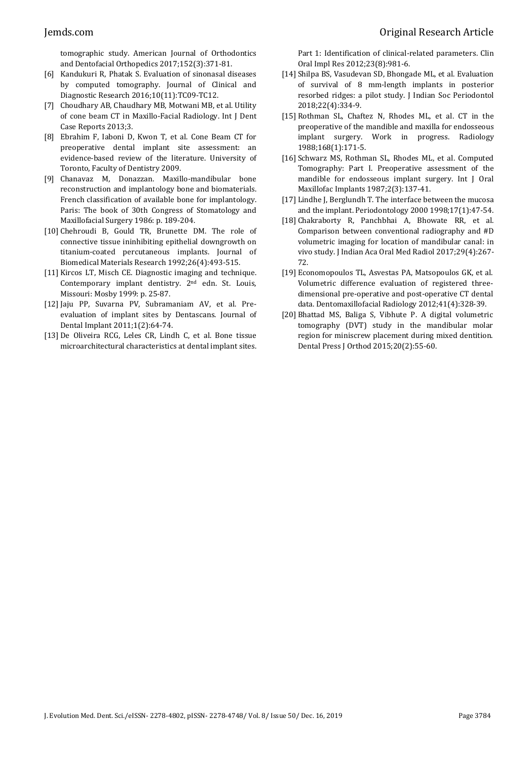tomographic study. American Journal of Orthodontics and Dentofacial Orthopedics 2017;152(3):371-81.

[6] Kandukuri R, Phatak S. Evaluation of sinonasal diseases by computed tomography. Journal of Clinical and Diagnostic Research 2016;10(11):TC09-TC12.

[7] Choudhary AB, Chaudhary MB, Motwani MB, et al. Utility of cone beam CT in Maxillo-Facial Radiology. Int J Dent Case Reports 2013;3.

[8] Ebrahim F, Iaboni D, Kwon T, et al. Cone Beam CT for preoperative dental implant site assessment: an evidence-based review of the literature. University of Toronto, Faculty of Dentistry 2009.

[9] Chanavaz M, Donazzan. Maxillo-mandibular bone reconstruction and implantology bone and biomaterials. French classification of available bone for implantology. Paris: The book of 30th Congress of Stomatology and Maxillofacial Surgery 1986: p. 189-204.

[10] Chehroudi B, Gould TR, Brunette DM. The role of connective tissue ininhibiting epithelial downgrowth on titanium-coated percutaneous implants. Journal of Biomedical Materials Research 1992;26(4):493-515.

[11] Kircos LT, Misch CE. Diagnostic imaging and technique. Contemporary implant dentistry. 2nd edn. St. Louis, Missouri: Mosby 1999: p. 25-87.

[12] Jaju PP, Suvarna PV, Subramaniam AV, et al. Pre-evaluation of implant sites by Dentascans. Journal of Dental Implant 2011;1(2):64-74.

[13] De Oliveira RCG, Leles CR, Lindh C, et al. Bone tissue microarchitectural characteristics at dental implant sites. Part 1: Identification of clinical-related parameters. Clin Oral Impl Res 2012;23(8):981-6.

[14] Shilpa BS, Vasudevan SD, Bhongade ML, et al. Evaluation of survival of 8 mm-length implants in posterior resorbed ridges: a pilot study. J Indian Soc Periodontol 2018;22(4):334-9.

[15] Rothman SL, Chaftez N, Rhodes ML, et al. CT in the preoperative of the mandible and maxilla for endosseous implant surgery. Work in progress. Radiology 1988;168(1):171-5.

[16] Schwarz MS, Rothman SL, Rhodes ML, et al. Computed Tomography: Part I. Preoperative assessment of the mandible for endosseous implant surgery. Int J Oral Maxillofac Implants 1987;2(3):137-41.

[17] Lindhe J, Berglundh T. The interface between the mucosa and the implant. Periodontology 2000 1998;17(1):47-54.

[18] Chakraborty R, Panchbhai A, Bhowate RR, et al. Comparison between conventional radiography and #D volumetric imaging for location of mandibular canal: in vivo study. J Indian Aca Oral Med Radiol 2017;29(4):267-72.

[19] Economopoulos TL, Asvestas PA, Matsopoulos GK, et al. Volumetric difference evaluation of registered three-dimensional pre-operative and post-operative CT dental data. Dentomaxillofacial Radiology 2012;41(4):328-39.

[20] Bhattad MS, Baliga S, Vibhute P. A digital volumetric tomography (DVT) study in the mandibular molar region for miniscrew placement during mixed dentition. Dental Press J Orthod 2015;20(2):55-60.